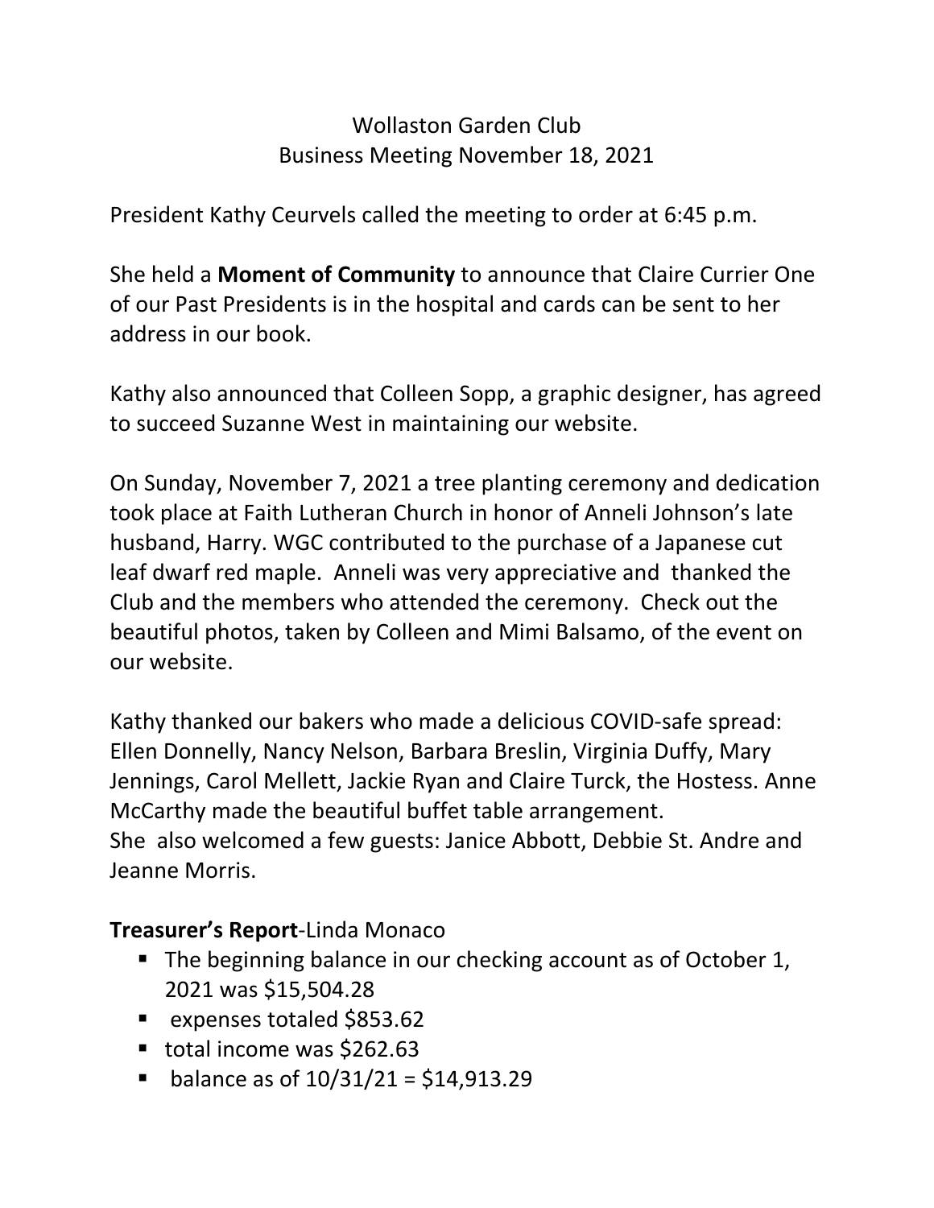# Wollaston Garden Club
## Business Meeting November 18, 2021

President Kathy Ceurvels called the meeting to order at 6:45 p.m.

She held a **Moment of Community** to announce that Claire Currier One of our Past Presidents is in the hospital and cards can be sent to her address in our book.

Kathy also announced that Colleen Sopp, a graphic designer, has agreed to succeed Suzanne West in maintaining our website.

On Sunday, November 7, 2021 a tree planting ceremony and dedication took place at Faith Lutheran Church in honor of Anneli Johnson's late husband, Harry. WGC contributed to the purchase of a Japanese cut leaf dwarf red maple. Anneli was very appreciative and thanked the Club and the members who attended the ceremony. Check out the beautiful photos, taken by Colleen and Mimi Balsamo, of the event on our website.

Kathy thanked our bakers who made a delicious COVID-safe spread: Ellen Donnelly, Nancy Nelson, Barbara Breslin, Virginia Duffy, Mary Jennings, Carol Mellett, Jackie Ryan and Claire Turck, the Hostess. Anne McCarthy made the beautiful buffet table arrangement.
She also welcomed a few guests: Janice Abbott, Debbie St. Andre and Jeanne Morris.

**Treasurer's Report**-Linda Monaco

- The beginning balance in our checking account as of October 1, 2021 was $15,504.28
- expenses totaled $853.62
- total income was $262.63
- balance as of 10/31/21 = $14,913.29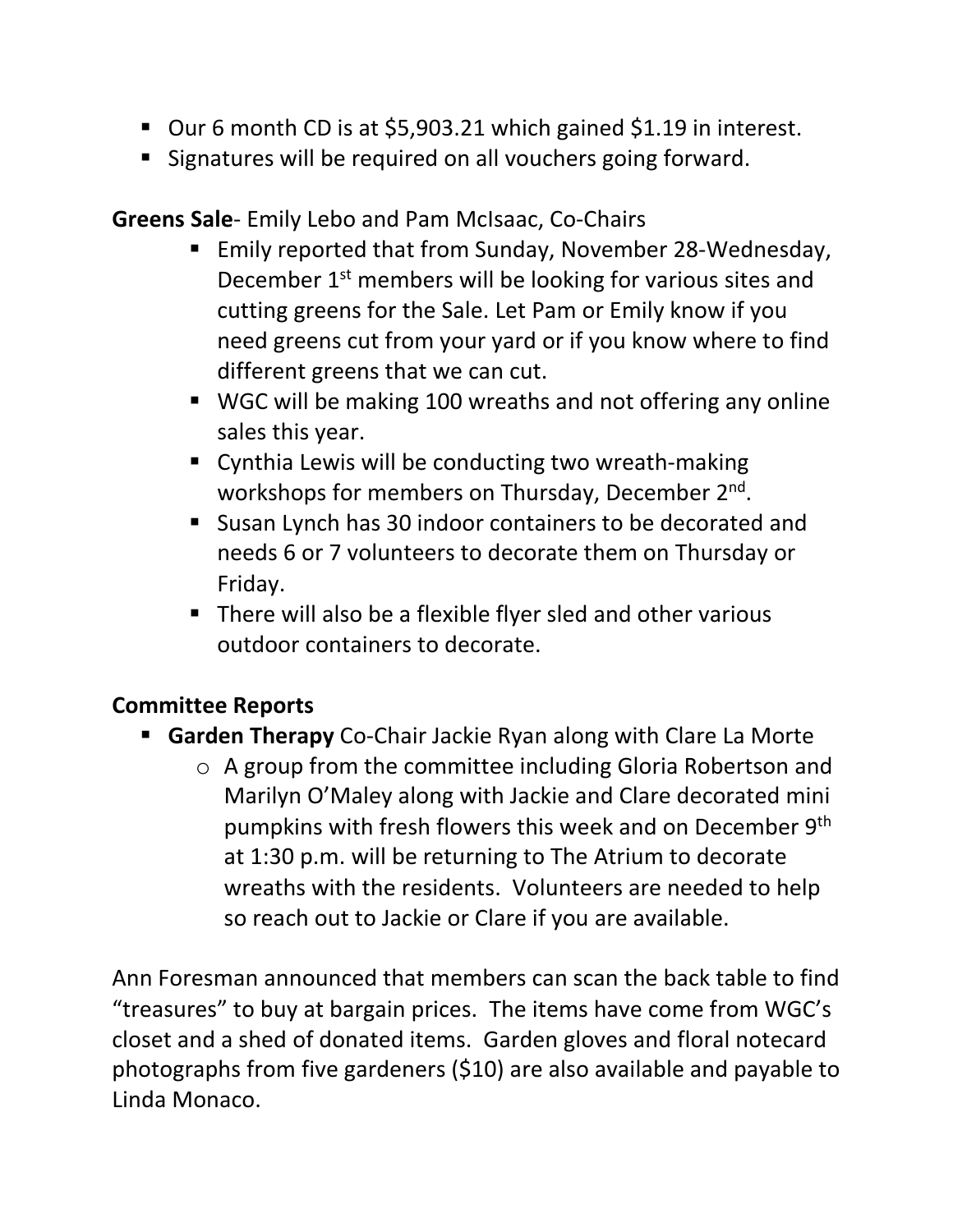- Our 6 month CD is at $5,903.21 which gained $1.19 in interest.
- Signatures will be required on all vouchers going forward.

**Greens Sale**- Emily Lebo and Pam McIsaac, Co-Chairs

- Emily reported that from Sunday, November 28-Wednesday, December 1st members will be looking for various sites and cutting greens for the Sale. Let Pam or Emily know if you need greens cut from your yard or if you know where to find different greens that we can cut.
- WGC will be making 100 wreaths and not offering any online sales this year.
- Cynthia Lewis will be conducting two wreath-making workshops for members on Thursday, December 2nd.
- Susan Lynch has 30 indoor containers to be decorated and needs 6 or 7 volunteers to decorate them on Thursday or Friday.
- There will also be a flexible flyer sled and other various outdoor containers to decorate.

**Committee Reports**

- **Garden Therapy** Co-Chair Jackie Ryan along with Clare La Morte
  - A group from the committee including Gloria Robertson and Marilyn O'Maley along with Jackie and Clare decorated mini pumpkins with fresh flowers this week and on December 9th at 1:30 p.m. will be returning to The Atrium to decorate wreaths with the residents. Volunteers are needed to help so reach out to Jackie or Clare if you are available.

Ann Foresman announced that members can scan the back table to find "treasures" to buy at bargain prices. The items have come from WGC's closet and a shed of donated items. Garden gloves and floral notecard photographs from five gardeners ($10) are also available and payable to Linda Monaco.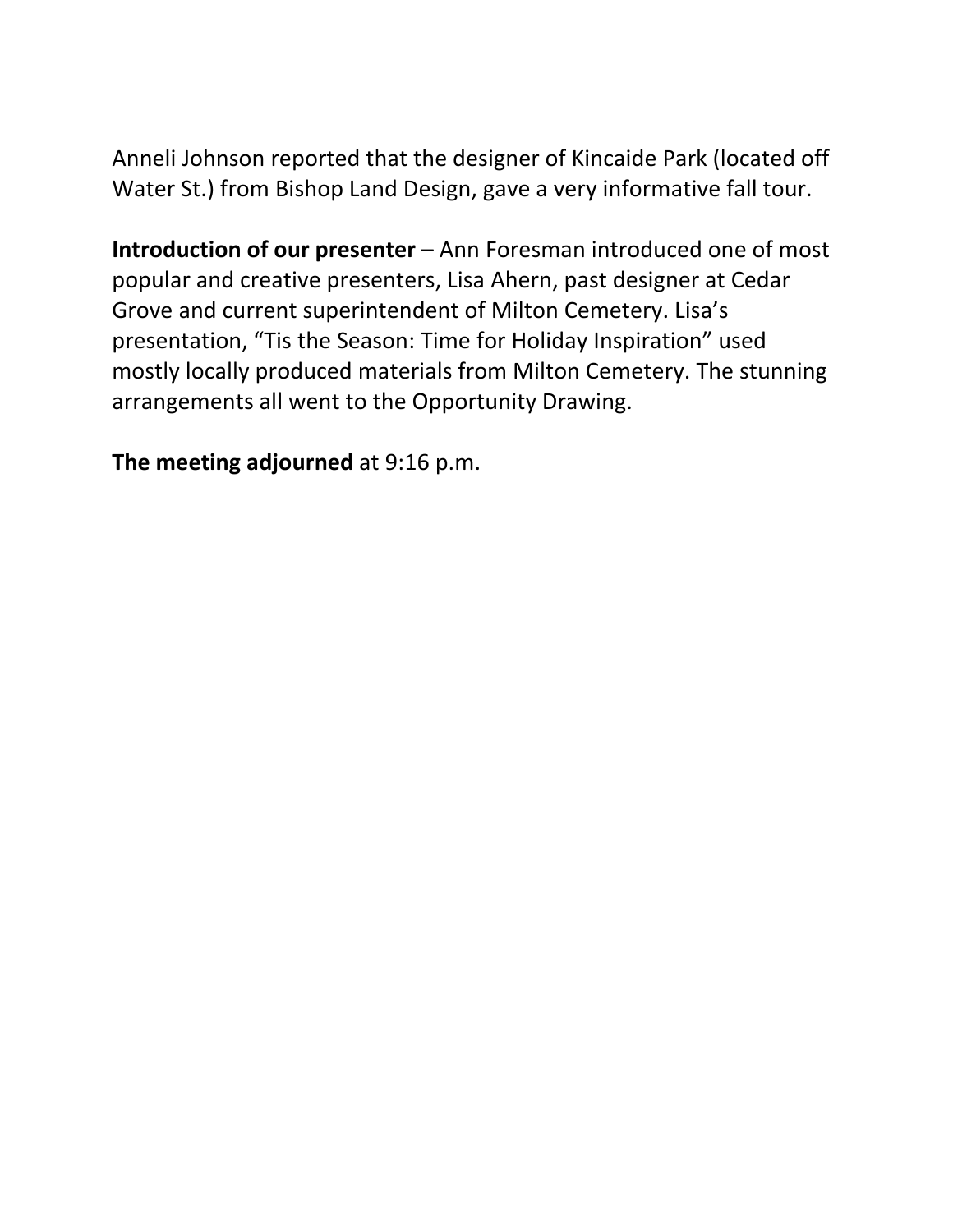Anneli Johnson reported that the designer of Kincaide Park (located off Water St.) from Bishop Land Design, gave a very informative fall tour.

**Introduction of our presenter** – Ann Foresman introduced one of most popular and creative presenters, Lisa Ahern, past designer at Cedar Grove and current superintendent of Milton Cemetery. Lisa's presentation, "Tis the Season: Time for Holiday Inspiration" used mostly locally produced materials from Milton Cemetery. The stunning arrangements all went to the Opportunity Drawing.

**The meeting adjourned** at 9:16 p.m.